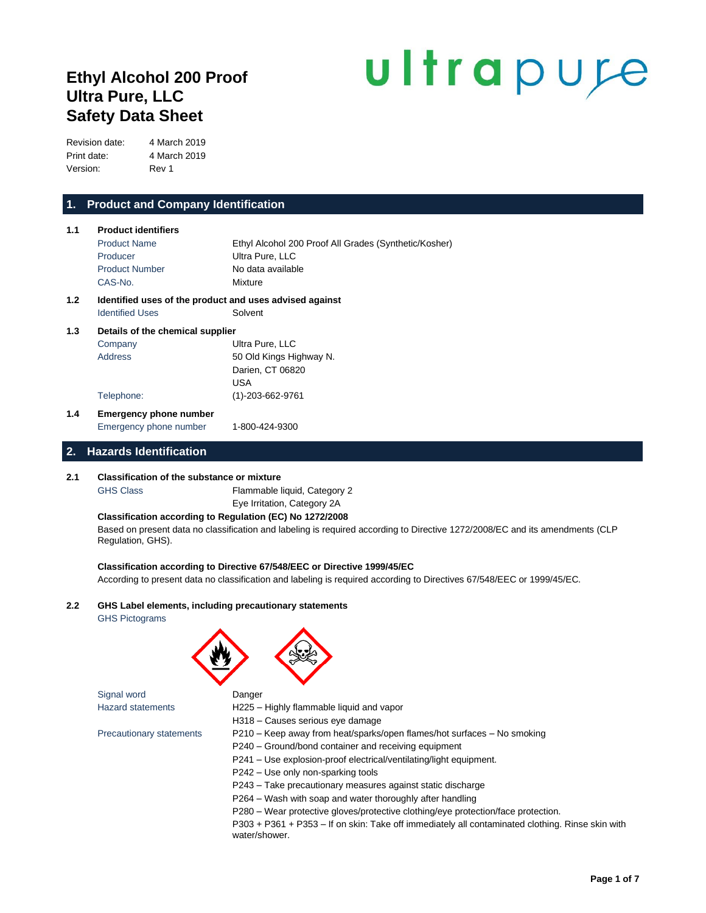# Ethyl Alcohol 200 Proof
# Ultra Pure, LLC
# Safety Data Sheet

ultrapure

| | |
|---|---|
| Revision date: | 4 March 2019 |
| Print date: | 4 March 2019 |
| Version: | Rev 1 |

## 1. Product and Company Identification

**1.1 Product identifiers**

| | |
|---|---|
| Product Name | Ethyl Alcohol 200 Proof All Grades (Synthetic/Kosher) |
| Producer | Ultra Pure, LLC |
| Product Number | No data available |
| CAS-No. | Mixture |

**1.2 Identified uses of the product and uses advised against**

| | |
|---|---|
| Identified Uses | Solvent |

**1.3 Details of the chemical supplier**

| | |
|---|---|
| Company | Ultra Pure, LLC |
| Address | 50 Old Kings Highway N.<br>Darien, CT 06820<br>USA |
| Telephone: | (1)-203-662-9761 |

**1.4 Emergency phone number**

| | |
|---|---|
| Emergency phone number | 1-800-424-9300 |

## 2. Hazards Identification

**2.1 Classification of the substance or mixture**

| | |
|---|---|
| GHS Class | Flammable liquid, Category 2<br>Eye Irritation, Category 2A |

**Classification according to Regulation (EC) No 1272/2008**

Based on present data no classification and labeling is required according to Directive 1272/2008/EC and its amendments (CLP Regulation, GHS).

**Classification according to Directive 67/548/EEC or Directive 1999/45/EC**

According to present data no classification and labeling is required according to Directives 67/548/EEC or 1999/45/EC.

**2.2 GHS Label elements, including precautionary statements**

GHS Pictograms

| | |
|---|---|
| Signal word | Danger |
| Hazard statements | H225 – Highly flammable liquid and vapor<br>H318 – Causes serious eye damage |
| Precautionary statements | P210 – Keep away from heat/sparks/open flames/hot surfaces – No smoking<br>P240 – Ground/bond container and receiving equipment<br>P241 – Use explosion-proof electrical/ventilating/light equipment.<br>P242 – Use only non-sparking tools<br>P243 – Take precautionary measures against static discharge<br>P264 – Wash with soap and water thoroughly after handling<br>P280 – Wear protective gloves/protective clothing/eye protection/face protection.<br>P303 + P361 + P353 – If on skin: Take off immediately all contaminated clothing. Rinse skin with water/shower. |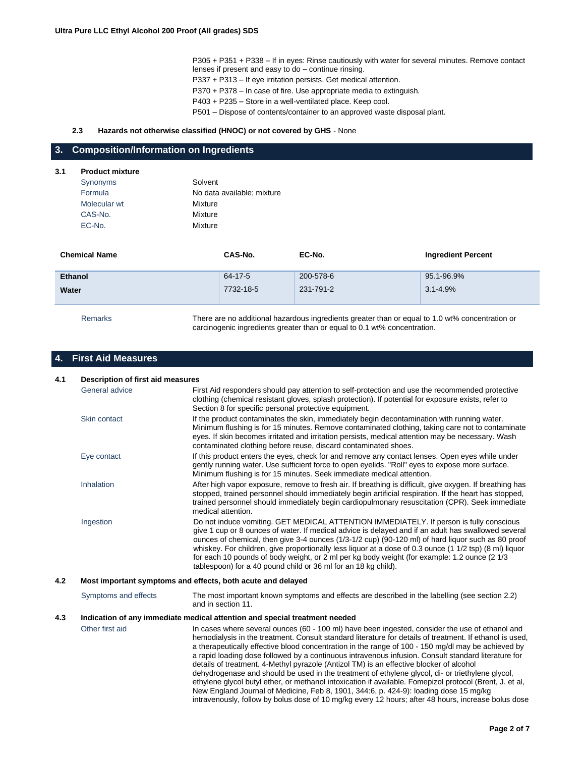P305 + P351 + P338 – If in eyes: Rinse cautiously with water for several minutes. Remove contact lenses if present and easy to do – continue rinsing.
P337 + P313 – If eye irritation persists. Get medical attention.
P370 + P378 – In case of fire. Use appropriate media to extinguish.
P403 + P235 – Store in a well-ventilated place. Keep cool.
P501 – Dispose of contents/container to an approved waste disposal plant.

**2.3 Hazards not otherwise classified (HNOC) or not covered by GHS** - None

## 3. Composition/Information on Ingredients

**3.1 Product mixture**

| | |
|---|---|
| Synonyms | Solvent |
| Formula | No data available; mixture |
| Molecular wt | Mixture |
| CAS-No. | Mixture |
| EC-No. | Mixture |

| Chemical Name | CAS-No. | EC-No. | Ingredient Percent |
|---|---|---|---|
| **Ethanol** | 64-17-5 | 200-578-6 | 95.1-96.9% |
| **Water** | 7732-18-5 | 231-791-2 | 3.1-4.9% |

Remarks: There are no additional hazardous ingredients greater than or equal to 1.0 wt% concentration or carcinogenic ingredients greater than or equal to 0.1 wt% concentration.

## 4. First Aid Measures

**4.1 Description of first aid measures**

**General advice**: First Aid responders should pay attention to self-protection and use the recommended protective clothing (chemical resistant gloves, splash protection). If potential for exposure exists, refer to Section 8 for specific personal protective equipment.

**Skin contact**: If the product contaminates the skin, immediately begin decontamination with running water. Minimum flushing is for 15 minutes. Remove contaminated clothing, taking care not to contaminate eyes. If skin becomes irritated and irritation persists, medical attention may be necessary. Wash contaminated clothing before reuse, discard contaminated shoes.

**Eye contact**: If this product enters the eyes, check for and remove any contact lenses. Open eyes while under gently running water. Use sufficient force to open eyelids. "Roll" eyes to expose more surface. Minimum flushing is for 15 minutes. Seek immediate medical attention.

**Inhalation**: After high vapor exposure, remove to fresh air. If breathing is difficult, give oxygen. If breathing has stopped, trained personnel should immediately begin artificial respiration. If the heart has stopped, trained personnel should immediately begin cardiopulmonary resuscitation (CPR). Seek immediate medical attention.

**Ingestion**: Do not induce vomiting. GET MEDICAL ATTENTION IMMEDIATELY. If person is fully conscious give 1 cup or 8 ounces of water. If medical advice is delayed and if an adult has swallowed several ounces of chemical, then give 3-4 ounces (1/3-1/2 cup) (90-120 ml) of hard liquor such as 80 proof whiskey. For children, give proportionally less liquor at a dose of 0.3 ounce (1 1/2 tsp) (8 ml) liquor for each 10 pounds of body weight, or 2 ml per kg body weight (for example: 1.2 ounce (2 1/3 tablespoon) for a 40 pound child or 36 ml for an 18 kg child).

**4.2 Most important symptoms and effects, both acute and delayed**

**Symptoms and effects**: The most important known symptoms and effects are described in the labelling (see section 2.2) and in section 11.

**4.3 Indication of any immediate medical attention and special treatment needed**

**Other first aid**: In cases where several ounces (60 - 100 ml) have been ingested, consider the use of ethanol and hemodialysis in the treatment. Consult standard literature for details of treatment. If ethanol is used, a therapeutically effective blood concentration in the range of 100 - 150 mg/dl may be achieved by a rapid loading dose followed by a continuous intravenous infusion. Consult standard literature for details of treatment. 4-Methyl pyrazole (Antizol TM) is an effective blocker of alcohol dehydrogenase and should be used in the treatment of ethylene glycol, di- or triethylene glycol, ethylene glycol butyl ether, or methanol intoxication if available. Fomepizol protocol (Brent, J. et al, New England Journal of Medicine, Feb 8, 1901, 344:6, p. 424-9): loading dose 15 mg/kg intravenously, follow by bolus dose of 10 mg/kg every 12 hours; after 48 hours, increase bolus dose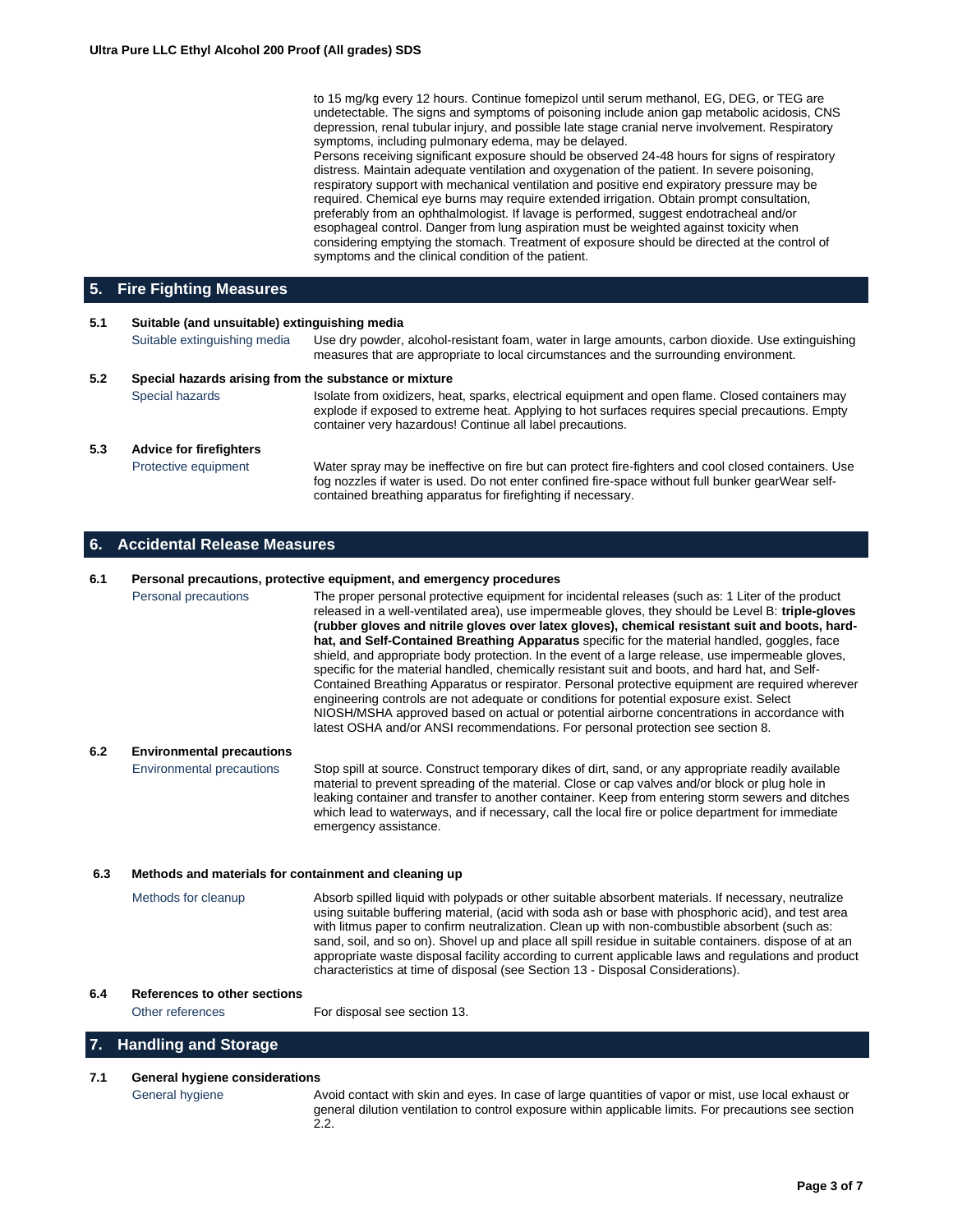to 15 mg/kg every 12 hours. Continue fomepizol until serum methanol, EG, DEG, or TEG are undetectable. The signs and symptoms of poisoning include anion gap metabolic acidosis, CNS depression, renal tubular injury, and possible late stage cranial nerve involvement. Respiratory symptoms, including pulmonary edema, may be delayed.
Persons receiving significant exposure should be observed 24-48 hours for signs of respiratory distress. Maintain adequate ventilation and oxygenation of the patient. In severe poisoning, respiratory support with mechanical ventilation and positive end expiratory pressure may be required. Chemical eye burns may require extended irrigation. Obtain prompt consultation, preferably from an ophthalmologist. If lavage is performed, suggest endotracheal and/or esophageal control. Danger from lung aspiration must be weighted against toxicity when considering emptying the stomach. Treatment of exposure should be directed at the control of symptoms and the clinical condition of the patient.

## 5. Fire Fighting Measures

### 5.1 Suitable (and unsuitable) extinguishing media

**Suitable extinguishing media:** Use dry powder, alcohol-resistant foam, water in large amounts, carbon dioxide. Use extinguishing measures that are appropriate to local circumstances and the surrounding environment.

### 5.2 Special hazards arising from the substance or mixture

**Special hazards:** Isolate from oxidizers, heat, sparks, electrical equipment and open flame. Closed containers may explode if exposed to extreme heat. Applying to hot surfaces requires special precautions. Empty container very hazardous! Continue all label precautions.

### 5.3 Advice for firefighters

**Protective equipment:** Water spray may be ineffective on fire but can protect fire-fighters and cool closed containers. Use fog nozzles if water is used. Do not enter confined fire-space without full bunker gearWear self-contained breathing apparatus for firefighting if necessary.

## 6. Accidental Release Measures

### 6.1 Personal precautions, protective equipment, and emergency procedures

**Personal precautions:** The proper personal protective equipment for incidental releases (such as: 1 Liter of the product released in a well-ventilated area), use impermeable gloves, they should be Level B: **triple-gloves (rubber gloves and nitrile gloves over latex gloves), chemical resistant suit and boots, hard-hat, and Self-Contained Breathing Apparatus** specific for the material handled, goggles, face shield, and appropriate body protection. In the event of a large release, use impermeable gloves, specific for the material handled, chemically resistant suit and boots, and hard hat, and Self-Contained Breathing Apparatus or respirator. Personal protective equipment are required wherever engineering controls are not adequate or conditions for potential exposure exist. Select NIOSH/MSHA approved based on actual or potential airborne concentrations in accordance with latest OSHA and/or ANSI recommendations. For personal protection see section 8.

### 6.2 Environmental precautions

**Environmental precautions:** Stop spill at source. Construct temporary dikes of dirt, sand, or any appropriate readily available material to prevent spreading of the material. Close or cap valves and/or block or plug hole in leaking container and transfer to another container. Keep from entering storm sewers and ditches which lead to waterways, and if necessary, call the local fire or police department for immediate emergency assistance.

### 6.3 Methods and materials for containment and cleaning up

**Methods for cleanup:** Absorb spilled liquid with polypads or other suitable absorbent materials. If necessary, neutralize using suitable buffering material, (acid with soda ash or base with phosphoric acid), and test area with litmus paper to confirm neutralization. Clean up with non-combustible absorbent (such as: sand, soil, and so on). Shovel up and place all spill residue in suitable containers. dispose of at an appropriate waste disposal facility according to current applicable laws and regulations and product characteristics at time of disposal (see Section 13 - Disposal Considerations).

### 6.4 References to other sections

**Other references:** For disposal see section 13.

## 7. Handling and Storage

### 7.1 General hygiene considerations

**General hygiene:** Avoid contact with skin and eyes. In case of large quantities of vapor or mist, use local exhaust or general dilution ventilation to control exposure within applicable limits. For precautions see section 2.2.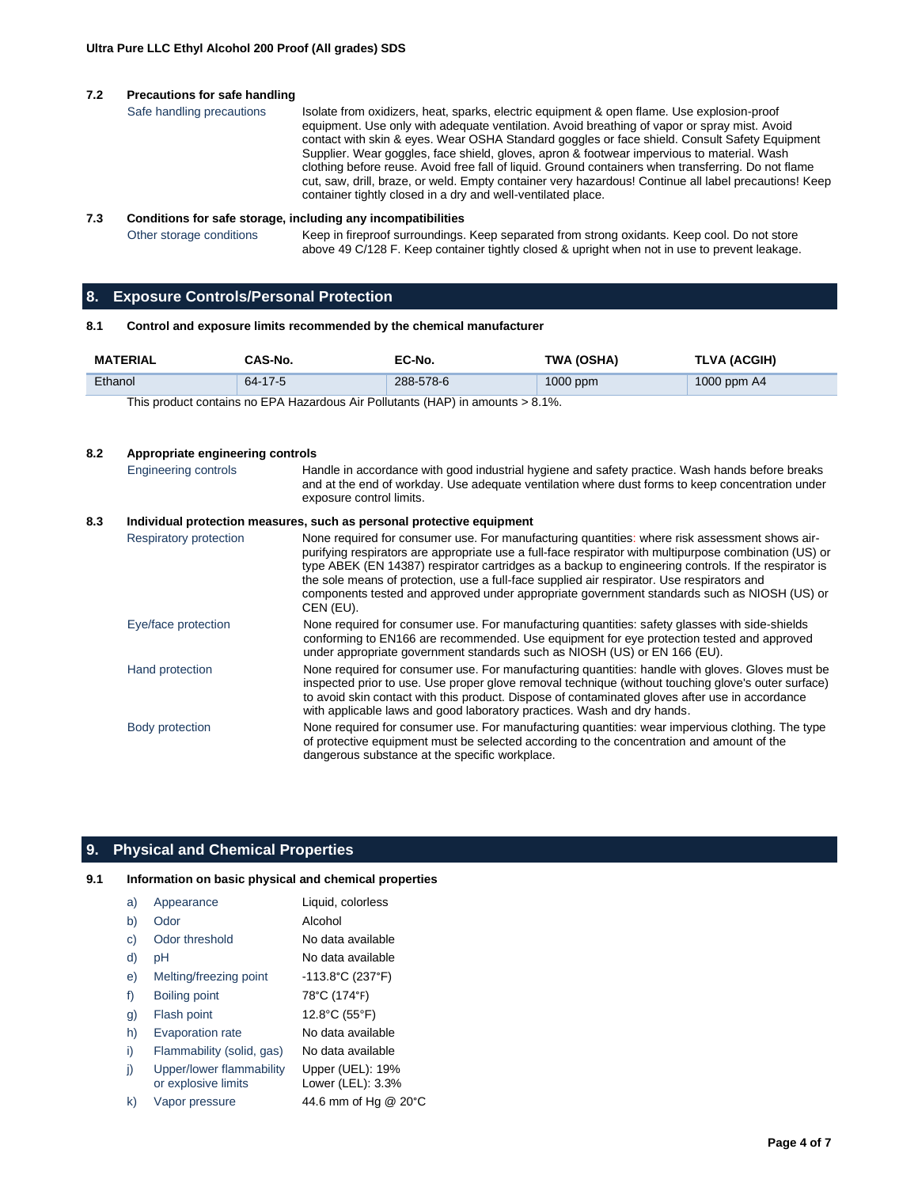### 7.2 Precautions for safe handling

Safe handling precautions: Isolate from oxidizers, heat, sparks, electric equipment & open flame. Use explosion-proof equipment. Use only with adequate ventilation. Avoid breathing of vapor or spray mist. Avoid contact with skin & eyes. Wear OSHA Standard goggles or face shield. Consult Safety Equipment Supplier. Wear goggles, face shield, gloves, apron & footwear impervious to material. Wash clothing before reuse. Avoid free fall of liquid. Ground containers when transferring. Do not flame cut, saw, drill, braze, or weld. Empty container very hazardous! Continue all label precautions! Keep container tightly closed in a dry and well-ventilated place.

### 7.3 Conditions for safe storage, including any incompatibilities

Other storage conditions: Keep in fireproof surroundings. Keep separated from strong oxidants. Keep cool. Do not store above 49 C/128 F. Keep container tightly closed & upright when not in use to prevent leakage.

## 8. Exposure Controls/Personal Protection

### 8.1 Control and exposure limits recommended by the chemical manufacturer

| MATERIAL | CAS-No. | EC-No. | TWA (OSHA) | TLVA (ACGIH) |
|---|---|---|---|---|
| Ethanol | 64-17-5 | 288-578-6 | 1000 ppm | 1000 ppm A4 |

This product contains no EPA Hazardous Air Pollutants (HAP) in amounts > 8.1%.

### 8.2 Appropriate engineering controls

Engineering controls: Handle in accordance with good industrial hygiene and safety practice. Wash hands before breaks and at the end of workday. Use adequate ventilation where dust forms to keep concentration under exposure control limits.

### 8.3 Individual protection measures, such as personal protective equipment

Respiratory protection: None required for consumer use. For manufacturing quantities: where risk assessment shows air-purifying respirators are appropriate use a full-face respirator with multipurpose combination (US) or type ABEK (EN 14387) respirator cartridges as a backup to engineering controls. If the respirator is the sole means of protection, use a full-face supplied air respirator. Use respirators and components tested and approved under appropriate government standards such as NIOSH (US) or CEN (EU).

Eye/face protection: None required for consumer use. For manufacturing quantities: safety glasses with side-shields conforming to EN166 are recommended. Use equipment for eye protection tested and approved under appropriate government standards such as NIOSH (US) or EN 166 (EU).

Hand protection: None required for consumer use. For manufacturing quantities: handle with gloves. Gloves must be inspected prior to use. Use proper glove removal technique (without touching glove's outer surface) to avoid skin contact with this product. Dispose of contaminated gloves after use in accordance with applicable laws and good laboratory practices. Wash and dry hands.

Body protection: None required for consumer use. For manufacturing quantities: wear impervious clothing. The type of protective equipment must be selected according to the concentration and amount of the dangerous substance at the specific workplace.

## 9. Physical and Chemical Properties

### 9.1 Information on basic physical and chemical properties

a) Appearance: Liquid, colorless
b) Odor: Alcohol
c) Odor threshold: No data available
d) pH: No data available
e) Melting/freezing point: -113.8°C (237°F)
f) Boiling point: 78°C (174°F)
g) Flash point: 12.8°C (55°F)
h) Evaporation rate: No data available
i) Flammability (solid, gas): No data available
j) Upper/lower flammability or explosive limits: Upper (UEL): 19%, Lower (LEL): 3.3%
k) Vapor pressure: 44.6 mm of Hg @ 20°C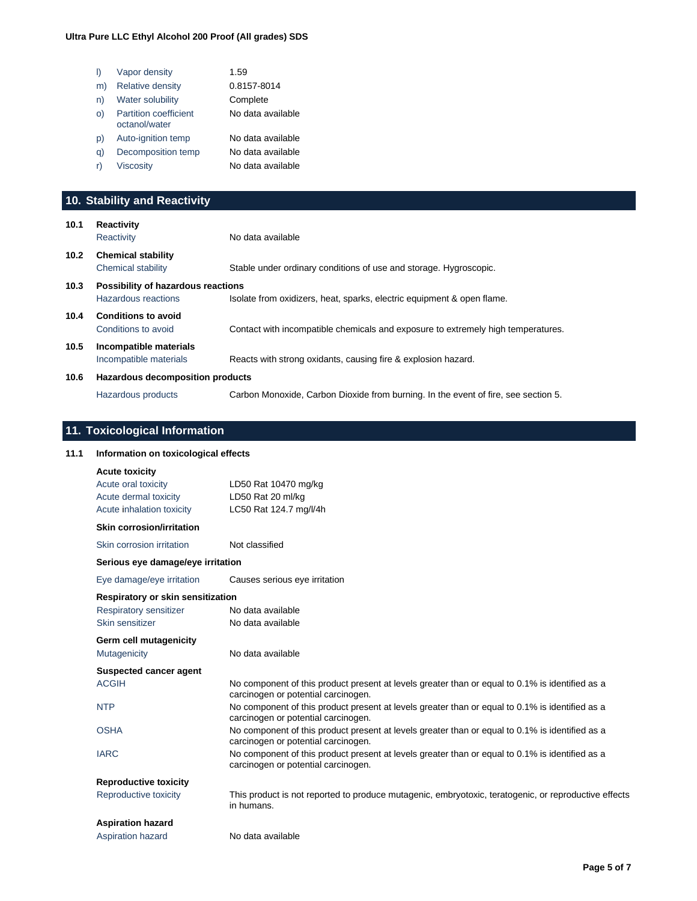| | | |
|---|---|---|
| l) | Vapor density | 1.59 |
| m) | Relative density | 0.8157-8014 |
| n) | Water solubility | Complete |
| o) | Partition coefficient octanol/water | No data available |
| p) | Auto-ignition temp | No data available |
| q) | Decomposition temp | No data available |
| r) | Viscosity | No data available |

## 10. Stability and Reactivity

**10.1 Reactivity**

| | |
|---|---|
| Reactivity | No data available |

**10.2 Chemical stability**

| | |
|---|---|
| Chemical stability | Stable under ordinary conditions of use and storage. Hygroscopic. |

**10.3 Possibility of hazardous reactions**

| | |
|---|---|
| Hazardous reactions | Isolate from oxidizers, heat, sparks, electric equipment & open flame. |

**10.4 Conditions to avoid**

| | |
|---|---|
| Conditions to avoid | Contact with incompatible chemicals and exposure to extremely high temperatures. |

**10.5 Incompatible materials**

| | |
|---|---|
| Incompatible materials | Reacts with strong oxidants, causing fire & explosion hazard. |

**10.6 Hazardous decomposition products**

| | |
|---|---|
| Hazardous products | Carbon Monoxide, Carbon Dioxide from burning. In the event of fire, see section 5. |

## 11. Toxicological Information

**11.1 Information on toxicological effects**

**Acute toxicity**

| | |
|---|---|
| Acute oral toxicity | LD50 Rat 10470 mg/kg |
| Acute dermal toxicity | LD50 Rat 20 ml/kg |
| Acute inhalation toxicity | LC50 Rat 124.7 mg/l/4h |

**Skin corrosion/irritation**

| | |
|---|---|
| Skin corrosion irritation | Not classified |

**Serious eye damage/eye irritation**

| | |
|---|---|
| Eye damage/eye irritation | Causes serious eye irritation |

**Respiratory or skin sensitization**

| | |
|---|---|
| Respiratory sensitizer | No data available |
| Skin sensitizer | No data available |

**Germ cell mutagenicity**

| | |
|---|---|
| Mutagenicity | No data available |

**Suspected cancer agent**

| | |
|---|---|
| ACGIH | No component of this product present at levels greater than or equal to 0.1% is identified as a carcinogen or potential carcinogen. |
| NTP | No component of this product present at levels greater than or equal to 0.1% is identified as a carcinogen or potential carcinogen. |
| OSHA | No component of this product present at levels greater than or equal to 0.1% is identified as a carcinogen or potential carcinogen. |
| IARC | No component of this product present at levels greater than or equal to 0.1% is identified as a carcinogen or potential carcinogen. |

**Reproductive toxicity**

| | |
|---|---|
| Reproductive toxicity | This product is not reported to produce mutagenic, embryotoxic, teratogenic, or reproductive effects in humans. |

**Aspiration hazard**

| | |
|---|---|
| Aspiration hazard | No data available |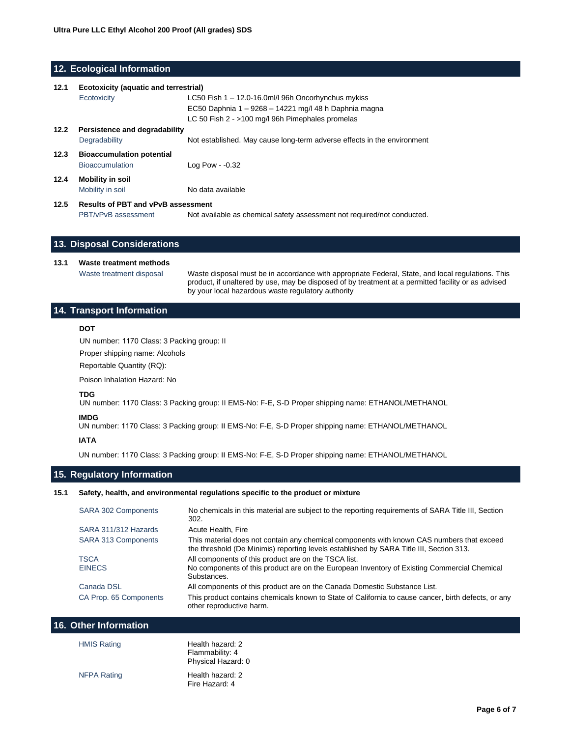## 12. Ecological Information

**12.1 Ecotoxicity (aquatic and terrestrial)**

| | |
|---|---|
| Ecotoxicity | LC50 Fish 1 – 12.0-16.0ml/l 96h Oncorhynchus mykiss<br>EC50 Daphnia 1 – 9268 – 14221 mg/l 48 h Daphnia magna<br>LC 50 Fish 2 - >100 mg/l 96h Pimephales promelas |

**12.2 Persistence and degradability**

| | |
|---|---|
| Degradability | Not established. May cause long-term adverse effects in the environment |

**12.3 Bioaccumulation potential**

| | |
|---|---|
| Bioaccumulation | Log Pow - -0.32 |

**12.4 Mobility in soil**

| | |
|---|---|
| Mobility in soil | No data available |

**12.5 Results of PBT and vPvB assessment**

| | |
|---|---|
| PBT/vPvB assessment | Not available as chemical safety assessment not required/not conducted. |

## 13. Disposal Considerations

**13.1 Waste treatment methods**

| | |
|---|---|
| Waste treatment disposal | Waste disposal must be in accordance with appropriate Federal, State, and local regulations. This product, if unaltered by use, may be disposed of by treatment at a permitted facility or as advised by your local hazardous waste regulatory authority |

## 14. Transport Information

**DOT**

UN number: 1170 Class: 3 Packing group: II

Proper shipping name: Alcohols

Reportable Quantity (RQ):

Poison Inhalation Hazard: No

**TDG**

UN number: 1170 Class: 3 Packing group: II EMS-No: F-E, S-D Proper shipping name: ETHANOL/METHANOL

**IMDG**

UN number: 1170 Class: 3 Packing group: II EMS-No: F-E, S-D Proper shipping name: ETHANOL/METHANOL

**IATA**

UN number: 1170 Class: 3 Packing group: II EMS-No: F-E, S-D Proper shipping name: ETHANOL/METHANOL

## 15. Regulatory Information

**15.1 Safety, health, and environmental regulations specific to the product or mixture**

| | |
|---|---|
| SARA 302 Components | No chemicals in this material are subject to the reporting requirements of SARA Title III, Section 302. |
| SARA 311/312 Hazards | Acute Health, Fire |
| SARA 313 Components | This material does not contain any chemical components with known CAS numbers that exceed the threshold (De Minimis) reporting levels established by SARA Title III, Section 313. |
| TSCA | All components of this product are on the TSCA list. |
| EINECS | No components of this product are on the European Inventory of Existing Commercial Chemical Substances. |
| Canada DSL | All components of this product are on the Canada Domestic Substance List. |
| CA Prop. 65 Components | This product contains chemicals known to State of California to cause cancer, birth defects, or any other reproductive harm. |

## 16. Other Information

| | |
|---|---|
| HMIS Rating | Health hazard: 2<br>Flammability: 4<br>Physical Hazard: 0 |
| NFPA Rating | Health hazard: 2<br>Fire Hazard: 4 |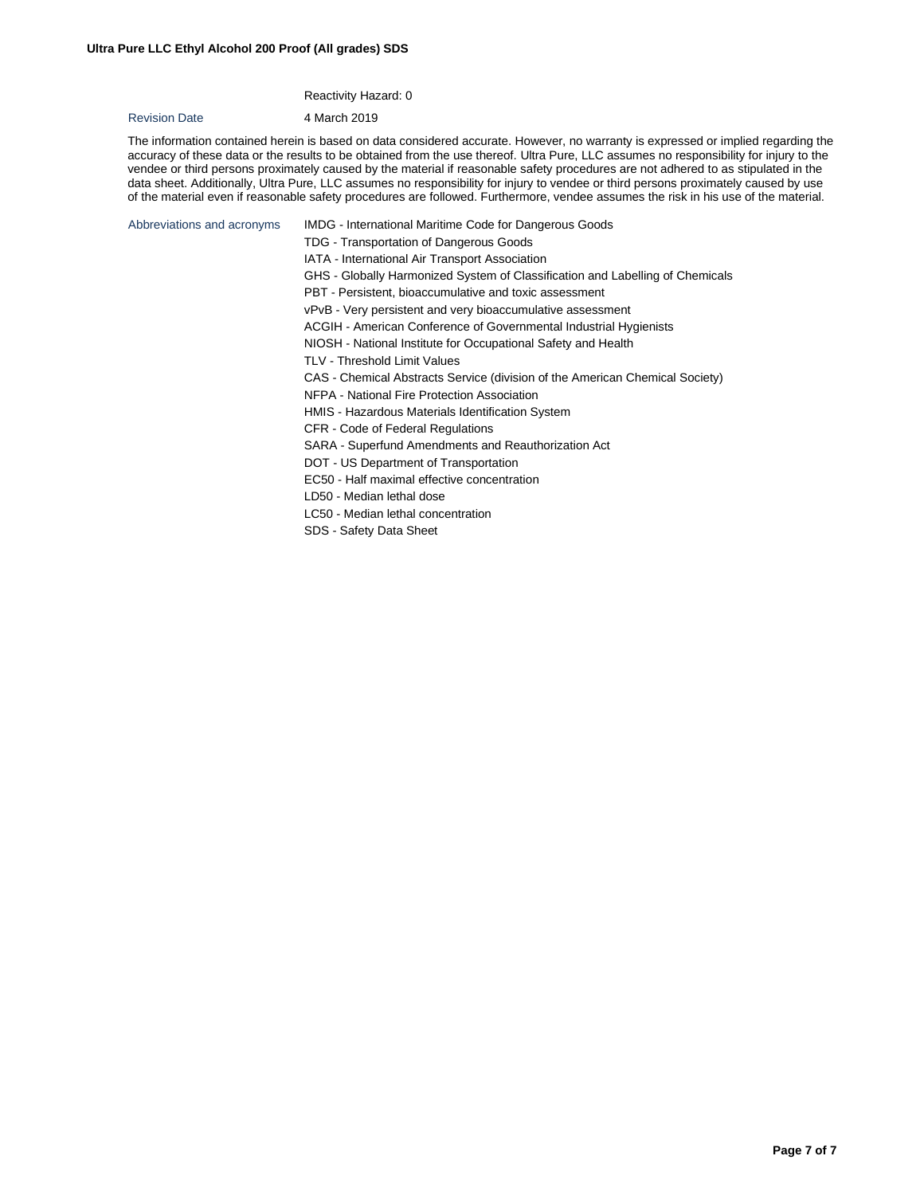Reactivity Hazard: 0

Revision Date 4 March 2019

The information contained herein is based on data considered accurate. However, no warranty is expressed or implied regarding the accuracy of these data or the results to be obtained from the use thereof. Ultra Pure, LLC assumes no responsibility for injury to the vendee or third persons proximately caused by the material if reasonable safety procedures are not adhered to as stipulated in the data sheet. Additionally, Ultra Pure, LLC assumes no responsibility for injury to vendee or third persons proximately caused by use of the material even if reasonable safety procedures are followed. Furthermore, vendee assumes the risk in his use of the material.

Abbreviations and acronyms

IMDG - International Maritime Code for Dangerous Goods
TDG - Transportation of Dangerous Goods
IATA - International Air Transport Association
GHS - Globally Harmonized System of Classification and Labelling of Chemicals
PBT - Persistent, bioaccumulative and toxic assessment
vPvB - Very persistent and very bioaccumulative assessment
ACGIH - American Conference of Governmental Industrial Hygienists
NIOSH - National Institute for Occupational Safety and Health
TLV - Threshold Limit Values
CAS - Chemical Abstracts Service (division of the American Chemical Society)
NFPA - National Fire Protection Association
HMIS - Hazardous Materials Identification System
CFR - Code of Federal Regulations
SARA - Superfund Amendments and Reauthorization Act
DOT - US Department of Transportation
EC50 - Half maximal effective concentration
LD50 - Median lethal dose
LC50 - Median lethal concentration
SDS - Safety Data Sheet